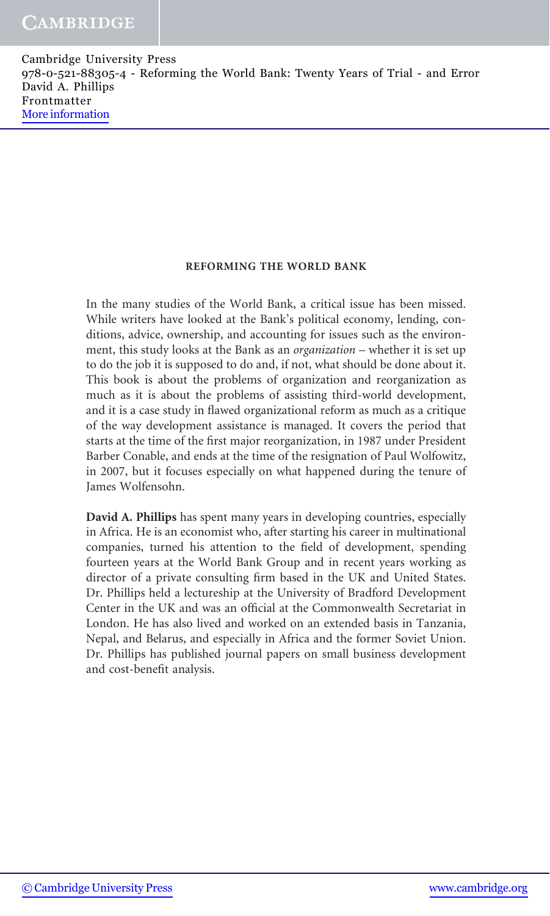## REFORMING THE WORLD BANK

In the many studies of the World Bank, a critical issue has been missed. While writers have looked at the Bank's political economy, lending, conditions, advice, ownership, and accounting for issues such as the environment, this study looks at the Bank as an *organization* – whether it is set up to do the job it is supposed to do and, if not, what should be done about it. This book is about the problems of organization and reorganization as much as it is about the problems of assisting third-world development, and it is a case study in flawed organizational reform as much as a critique of the way development assistance is managed. It covers the period that starts at the time of the first major reorganization, in 1987 under President Barber Conable, and ends at the time of the resignation of Paul Wolfowitz, in 2007, but it focuses especially on what happened during the tenure of James Wolfensohn.

**David A. Phillips** has spent many years in developing countries, especially in Africa. He is an economist who, after starting his career in multinational companies, turned his attention to the field of development, spending fourteen years at the World Bank Group and in recent years working as director of a private consulting firm based in the UK and United States. Dr. Phillips held a lectureship at the University of Bradford Development Center in the UK and was an official at the Commonwealth Secretariat in London. He has also lived and worked on an extended basis in Tanzania, Nepal, and Belarus, and especially in Africa and the former Soviet Union. Dr. Phillips has published journal papers on small business development and cost-benefit analysis.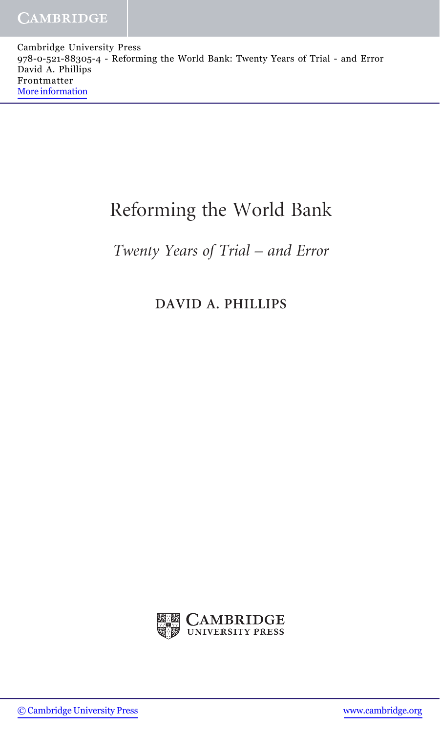# Reforming the World Bank

*Twenty Years of Trial – and Error*

**DAVID A. PHILLIPS**

CAMBRIDGE UNIVERSITY PRESS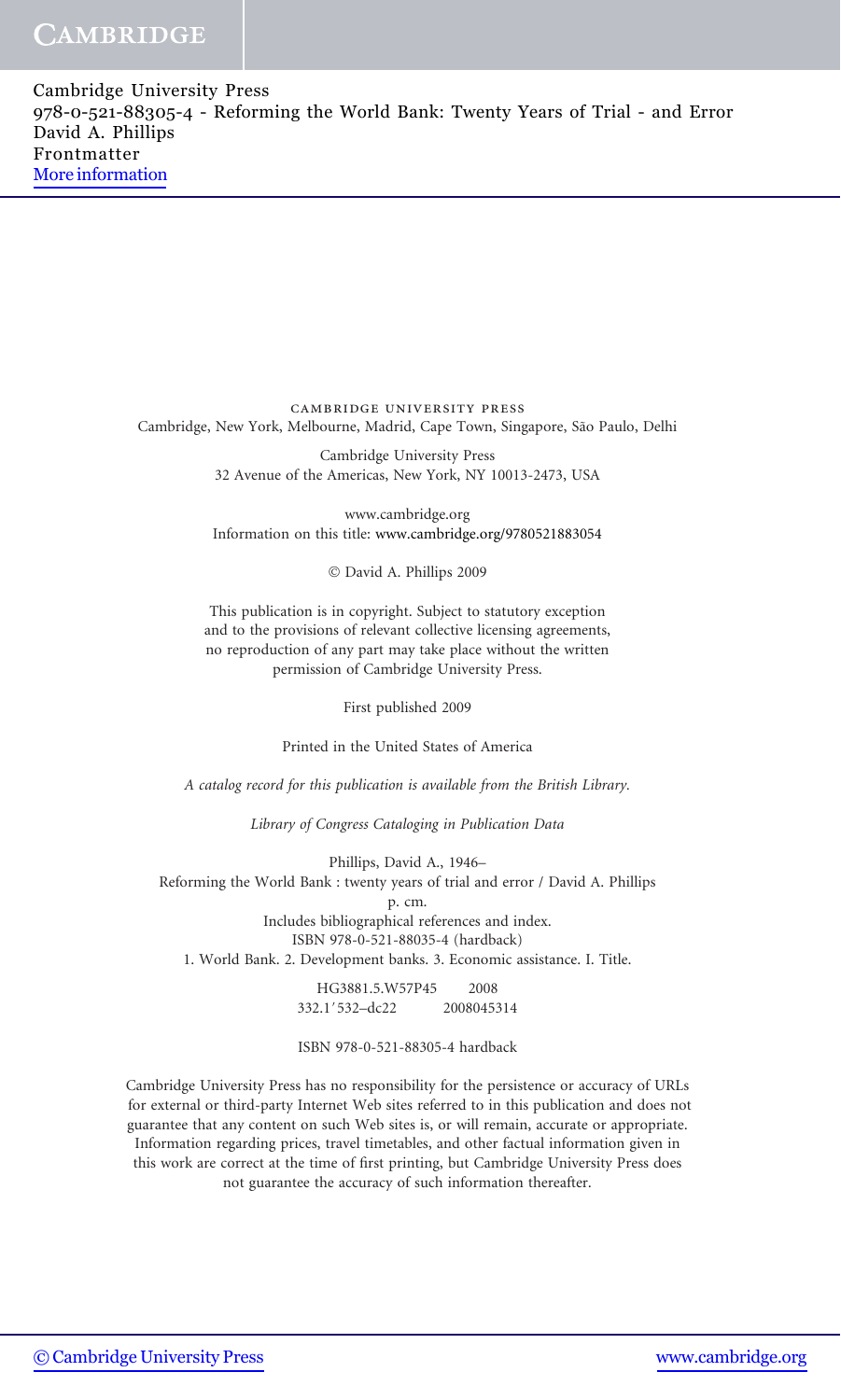CAMBRIDGE UNIVERSITY PRESS
Cambridge, New York, Melbourne, Madrid, Cape Town, Singapore, São Paulo, Delhi

Cambridge University Press
32 Avenue of the Americas, New York, NY 10013-2473, USA

www.cambridge.org
Information on this title: www.cambridge.org/9780521883054

© David A. Phillips 2009

This publication is in copyright. Subject to statutory exception
and to the provisions of relevant collective licensing agreements,
no reproduction of any part may take place without the written
permission of Cambridge University Press.

First published 2009

Printed in the United States of America

*A catalog record for this publication is available from the British Library.*

*Library of Congress Cataloging in Publication Data*

Phillips, David A., 1946–
Reforming the World Bank : twenty years of trial and error / David A. Phillips
p. cm.
Includes bibliographical references and index.
ISBN 978-0-521-88035-4 (hardback)
1. World Bank. 2. Development banks. 3. Economic assistance. I. Title.

HG3881.5.W57P45 2008
332.1′532–dc22 2008045314

ISBN 978-0-521-88305-4 hardback

Cambridge University Press has no responsibility for the persistence or accuracy of URLs
for external or third-party Internet Web sites referred to in this publication and does not
guarantee that any content on such Web sites is, or will remain, accurate or appropriate.
Information regarding prices, travel timetables, and other factual information given in
this work are correct at the time of first printing, but Cambridge University Press does
not guarantee the accuracy of such information thereafter.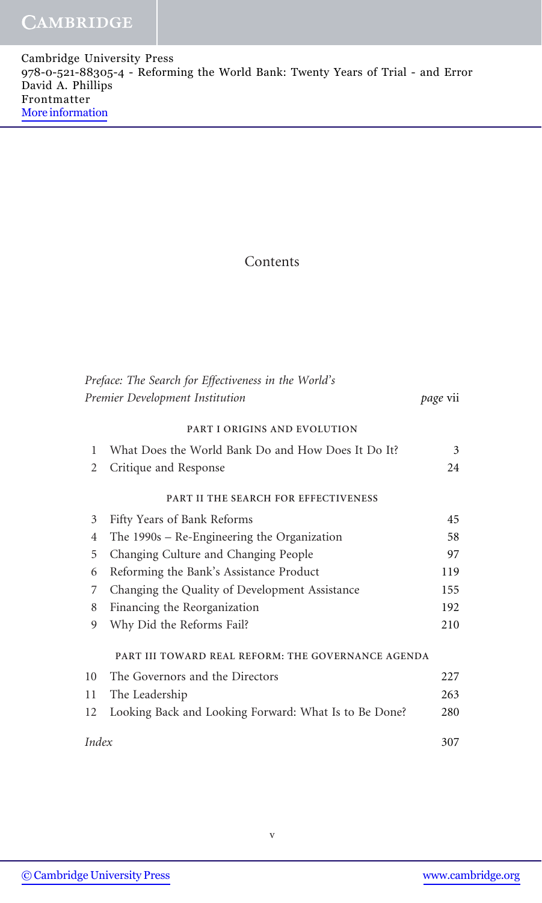# Contents

| | | |
|---|---|---|
| *Preface: The Search for Effectiveness in the World's Premier Development Institution* | | *page* vii |
| | **PART I ORIGINS AND EVOLUTION** | |
| 1 | What Does the World Bank Do and How Does It Do It? | 3 |
| 2 | Critique and Response | 24 |
| | **PART II THE SEARCH FOR EFFECTIVENESS** | |
| 3 | Fifty Years of Bank Reforms | 45 |
| 4 | The 1990s – Re-Engineering the Organization | 58 |
| 5 | Changing Culture and Changing People | 97 |
| 6 | Reforming the Bank's Assistance Product | 119 |
| 7 | Changing the Quality of Development Assistance | 155 |
| 8 | Financing the Reorganization | 192 |
| 9 | Why Did the Reforms Fail? | 210 |
| | **PART III TOWARD REAL REFORM: THE GOVERNANCE AGENDA** | |
| 10 | The Governors and the Directors | 227 |
| 11 | The Leadership | 263 |
| 12 | Looking Back and Looking Forward: What Is to Be Done? | 280 |
| *Index* | | 307 |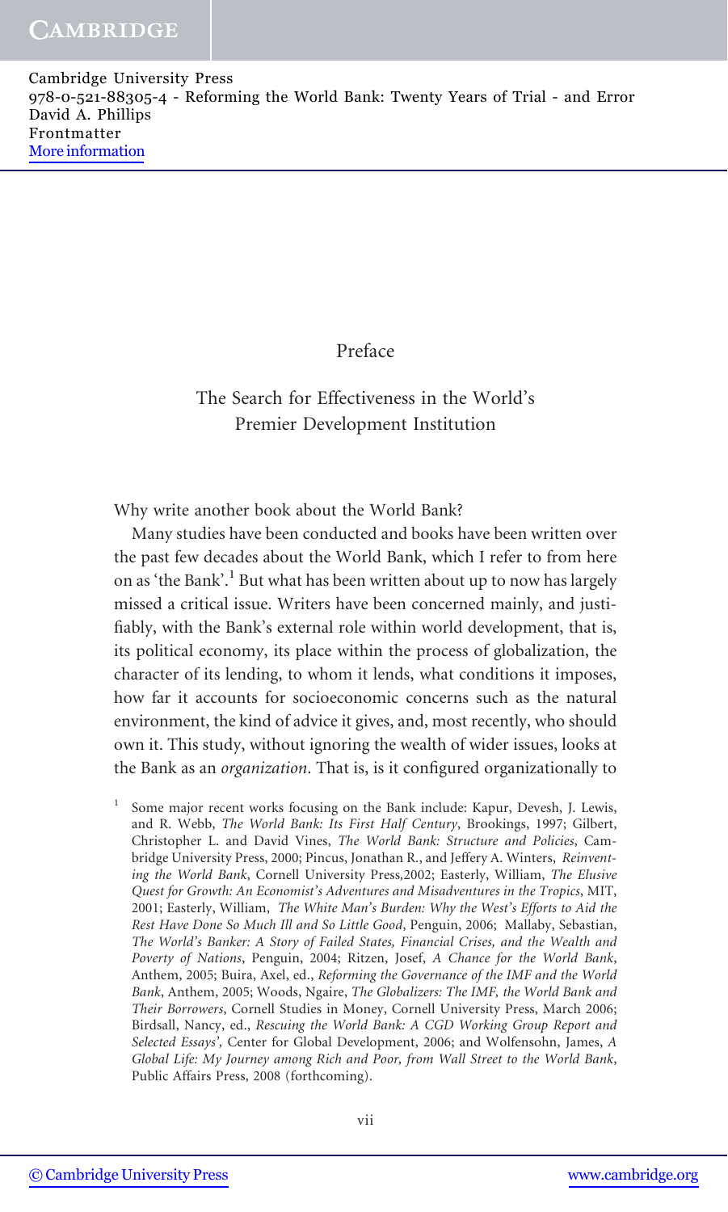# Preface

## The Search for Effectiveness in the World's Premier Development Institution

Why write another book about the World Bank?

Many studies have been conducted and books have been written over the past few decades about the World Bank, which I refer to from here on as 'the Bank'.[1] But what has been written about up to now has largely missed a critical issue. Writers have been concerned mainly, and justifiably, with the Bank's external role within world development, that is, its political economy, its place within the process of globalization, the character of its lending, to whom it lends, what conditions it imposes, how far it accounts for socioeconomic concerns such as the natural environment, the kind of advice it gives, and, most recently, who should own it. This study, without ignoring the wealth of wider issues, looks at the Bank as an *organization*. That is, is it configured organizationally to

[1] Some major recent works focusing on the Bank include: Kapur, Devesh, J. Lewis, and R. Webb, *The World Bank: Its First Half Century*, Brookings, 1997; Gilbert, Christopher L. and David Vines, *The World Bank: Structure and Policies*, Cambridge University Press, 2000; Pincus, Jonathan R., and Jeffery A. Winters, *Reinventing the World Bank*, Cornell University Press,2002; Easterly, William, *The Elusive Quest for Growth: An Economist's Adventures and Misadventures in the Tropics*, MIT, 2001; Easterly, William, *The White Man's Burden: Why the West's Efforts to Aid the Rest Have Done So Much Ill and So Little Good*, Penguin, 2006; Mallaby, Sebastian, *The World's Banker: A Story of Failed States, Financial Crises, and the Wealth and Poverty of Nations*, Penguin, 2004; Ritzen, Josef, *A Chance for the World Bank*, Anthem, 2005; Buira, Axel, ed., *Reforming the Governance of the IMF and the World Bank*, Anthem, 2005; Woods, Ngaire, *The Globalizers: The IMF, the World Bank and Their Borrowers*, Cornell Studies in Money, Cornell University Press, March 2006; Birdsall, Nancy, ed., *Rescuing the World Bank: A CGD Working Group Report and Selected Essays',* Center for Global Development, 2006; and Wolfensohn, James, *A Global Life: My Journey among Rich and Poor, from Wall Street to the World Bank*, Public Affairs Press, 2008 (forthcoming).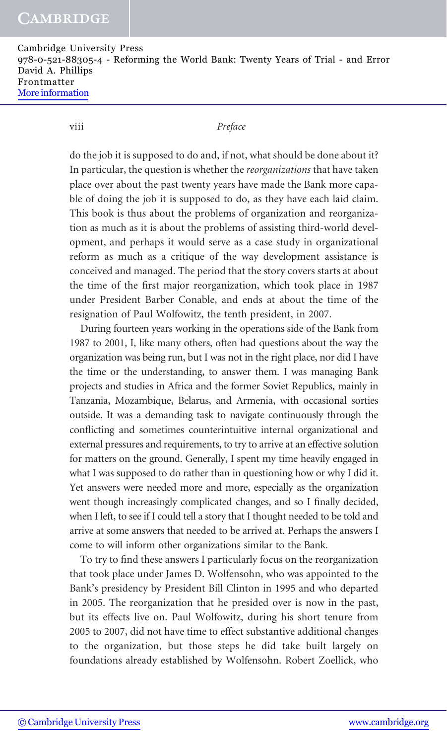do the job it is supposed to do and, if not, what should be done about it? In particular, the question is whether the *reorganizations* that have taken place over about the past twenty years have made the Bank more capable of doing the job it is supposed to do, as they have each laid claim. This book is thus about the problems of organization and reorganization as much as it is about the problems of assisting third-world development, and perhaps it would serve as a case study in organizational reform as much as a critique of the way development assistance is conceived and managed. The period that the story covers starts at about the time of the first major reorganization, which took place in 1987 under President Barber Conable, and ends at about the time of the resignation of Paul Wolfowitz, the tenth president, in 2007.

During fourteen years working in the operations side of the Bank from 1987 to 2001, I, like many others, often had questions about the way the organization was being run, but I was not in the right place, nor did I have the time or the understanding, to answer them. I was managing Bank projects and studies in Africa and the former Soviet Republics, mainly in Tanzania, Mozambique, Belarus, and Armenia, with occasional sorties outside. It was a demanding task to navigate continuously through the conflicting and sometimes counterintuitive internal organizational and external pressures and requirements, to try to arrive at an effective solution for matters on the ground. Generally, I spent my time heavily engaged in what I was supposed to do rather than in questioning how or why I did it. Yet answers were needed more and more, especially as the organization went though increasingly complicated changes, and so I finally decided, when I left, to see if I could tell a story that I thought needed to be told and arrive at some answers that needed to be arrived at. Perhaps the answers I come to will inform other organizations similar to the Bank.

To try to find these answers I particularly focus on the reorganization that took place under James D. Wolfensohn, who was appointed to the Bank's presidency by President Bill Clinton in 1995 and who departed in 2005. The reorganization that he presided over is now in the past, but its effects live on. Paul Wolfowitz, during his short tenure from 2005 to 2007, did not have time to effect substantive additional changes to the organization, but those steps he did take built largely on foundations already established by Wolfensohn. Robert Zoellick, who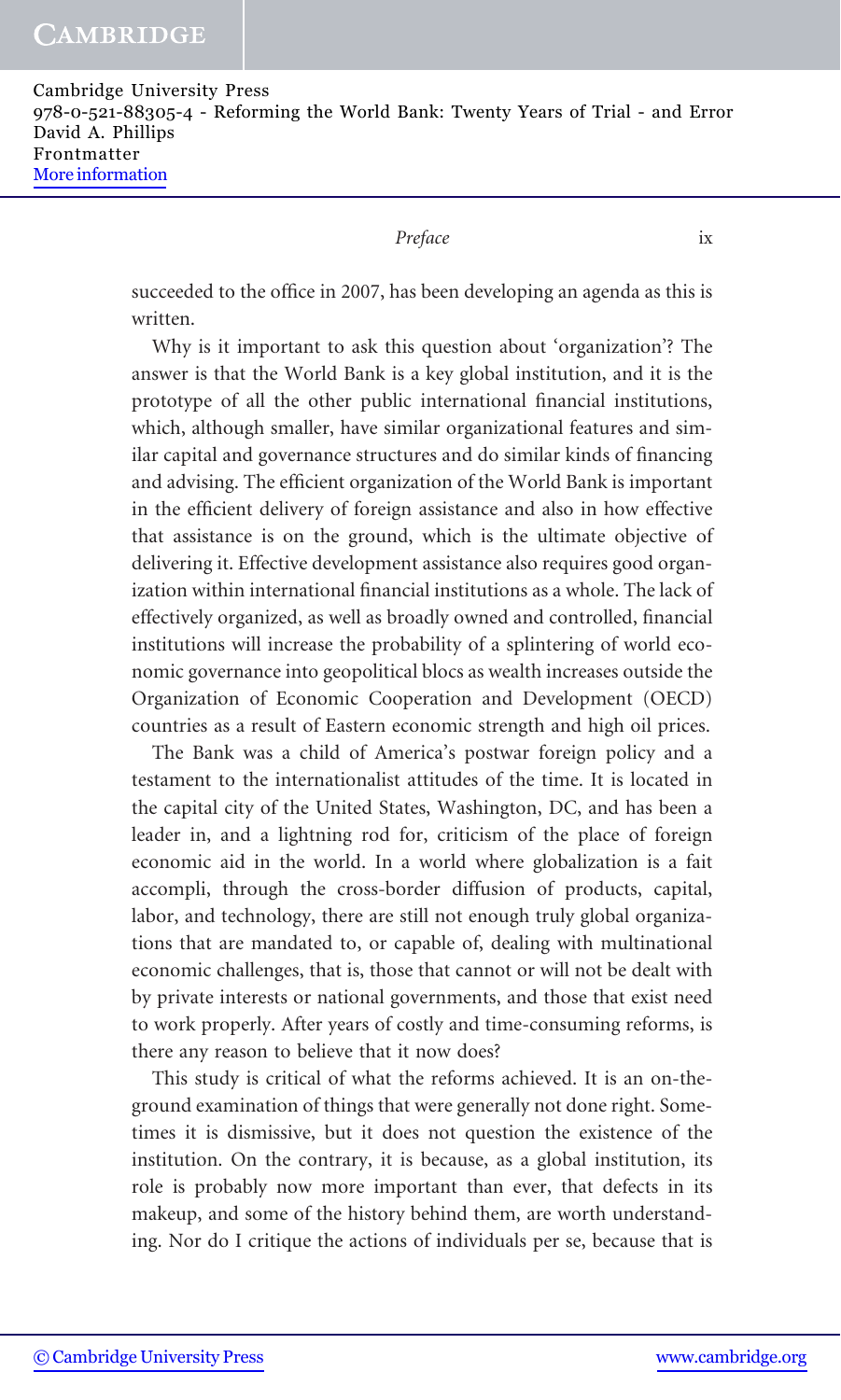succeeded to the office in 2007, has been developing an agenda as this is written.

Why is it important to ask this question about 'organization'? The answer is that the World Bank is a key global institution, and it is the prototype of all the other public international financial institutions, which, although smaller, have similar organizational features and similar capital and governance structures and do similar kinds of financing and advising. The efficient organization of the World Bank is important in the efficient delivery of foreign assistance and also in how effective that assistance is on the ground, which is the ultimate objective of delivering it. Effective development assistance also requires good organization within international financial institutions as a whole. The lack of effectively organized, as well as broadly owned and controlled, financial institutions will increase the probability of a splintering of world economic governance into geopolitical blocs as wealth increases outside the Organization of Economic Cooperation and Development (OECD) countries as a result of Eastern economic strength and high oil prices.

The Bank was a child of America's postwar foreign policy and a testament to the internationalist attitudes of the time. It is located in the capital city of the United States, Washington, DC, and has been a leader in, and a lightning rod for, criticism of the place of foreign economic aid in the world. In a world where globalization is a fait accompli, through the cross-border diffusion of products, capital, labor, and technology, there are still not enough truly global organizations that are mandated to, or capable of, dealing with multinational economic challenges, that is, those that cannot or will not be dealt with by private interests or national governments, and those that exist need to work properly. After years of costly and time-consuming reforms, is there any reason to believe that it now does?

This study is critical of what the reforms achieved. It is an on-the-ground examination of things that were generally not done right. Sometimes it is dismissive, but it does not question the existence of the institution. On the contrary, it is because, as a global institution, its role is probably now more important than ever, that defects in its makeup, and some of the history behind them, are worth understanding. Nor do I critique the actions of individuals per se, because that is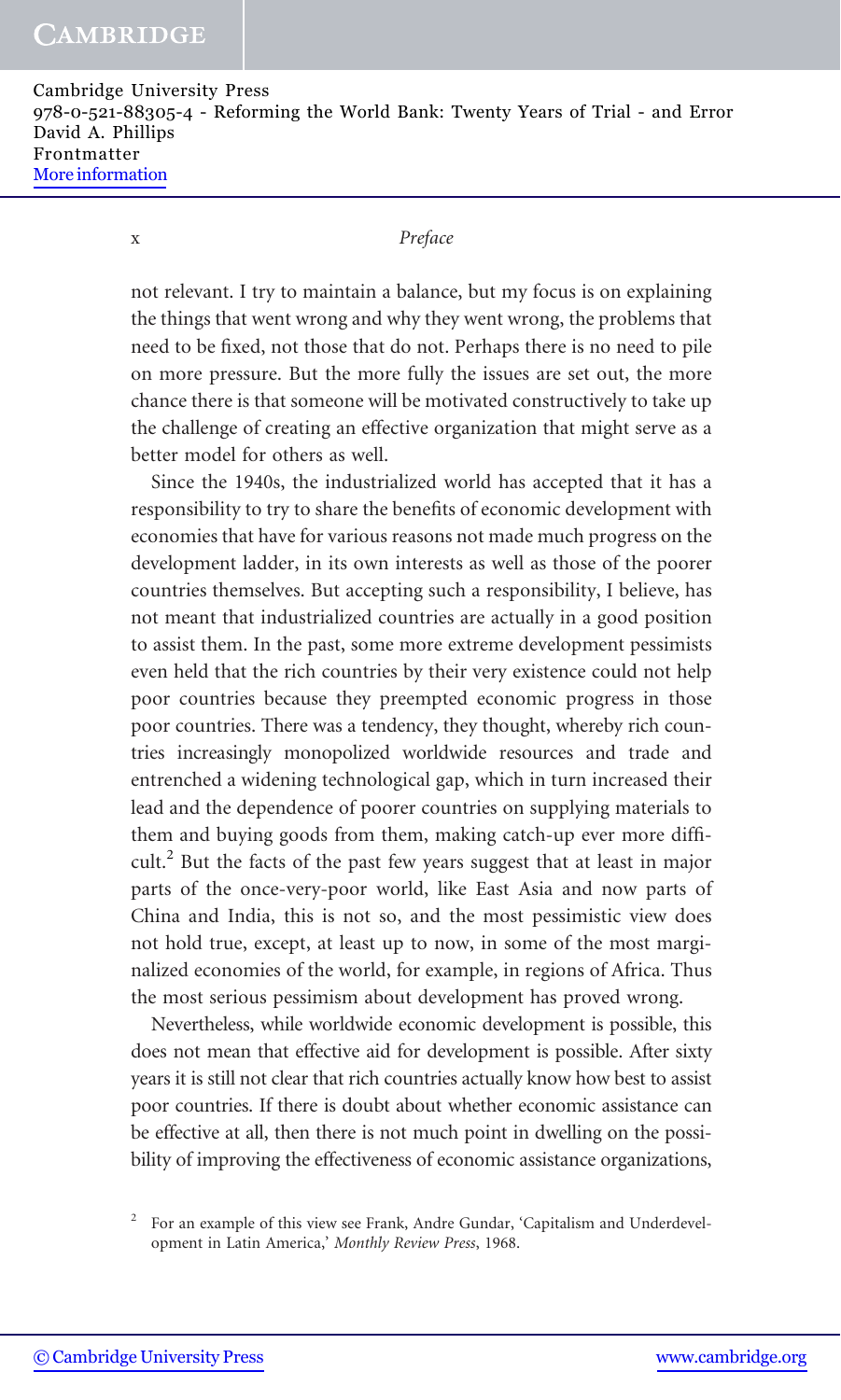not relevant. I try to maintain a balance, but my focus is on explaining the things that went wrong and why they went wrong, the problems that need to be fixed, not those that do not. Perhaps there is no need to pile on more pressure. But the more fully the issues are set out, the more chance there is that someone will be motivated constructively to take up the challenge of creating an effective organization that might serve as a better model for others as well.

Since the 1940s, the industrialized world has accepted that it has a responsibility to try to share the benefits of economic development with economies that have for various reasons not made much progress on the development ladder, in its own interests as well as those of the poorer countries themselves. But accepting such a responsibility, I believe, has not meant that industrialized countries are actually in a good position to assist them. In the past, some more extreme development pessimists even held that the rich countries by their very existence could not help poor countries because they preempted economic progress in those poor countries. There was a tendency, they thought, whereby rich countries increasingly monopolized worldwide resources and trade and entrenched a widening technological gap, which in turn increased their lead and the dependence of poorer countries on supplying materials to them and buying goods from them, making catch-up ever more difficult.[2] But the facts of the past few years suggest that at least in major parts of the once-very-poor world, like East Asia and now parts of China and India, this is not so, and the most pessimistic view does not hold true, except, at least up to now, in some of the most marginalized economies of the world, for example, in regions of Africa. Thus the most serious pessimism about development has proved wrong.

Nevertheless, while worldwide economic development is possible, this does not mean that effective aid for development is possible. After sixty years it is still not clear that rich countries actually know how best to assist poor countries. If there is doubt about whether economic assistance can be effective at all, then there is not much point in dwelling on the possibility of improving the effectiveness of economic assistance organizations,

[2] For an example of this view see Frank, Andre Gundar, 'Capitalism and Underdevelopment in Latin America,' *Monthly Review Press*, 1968.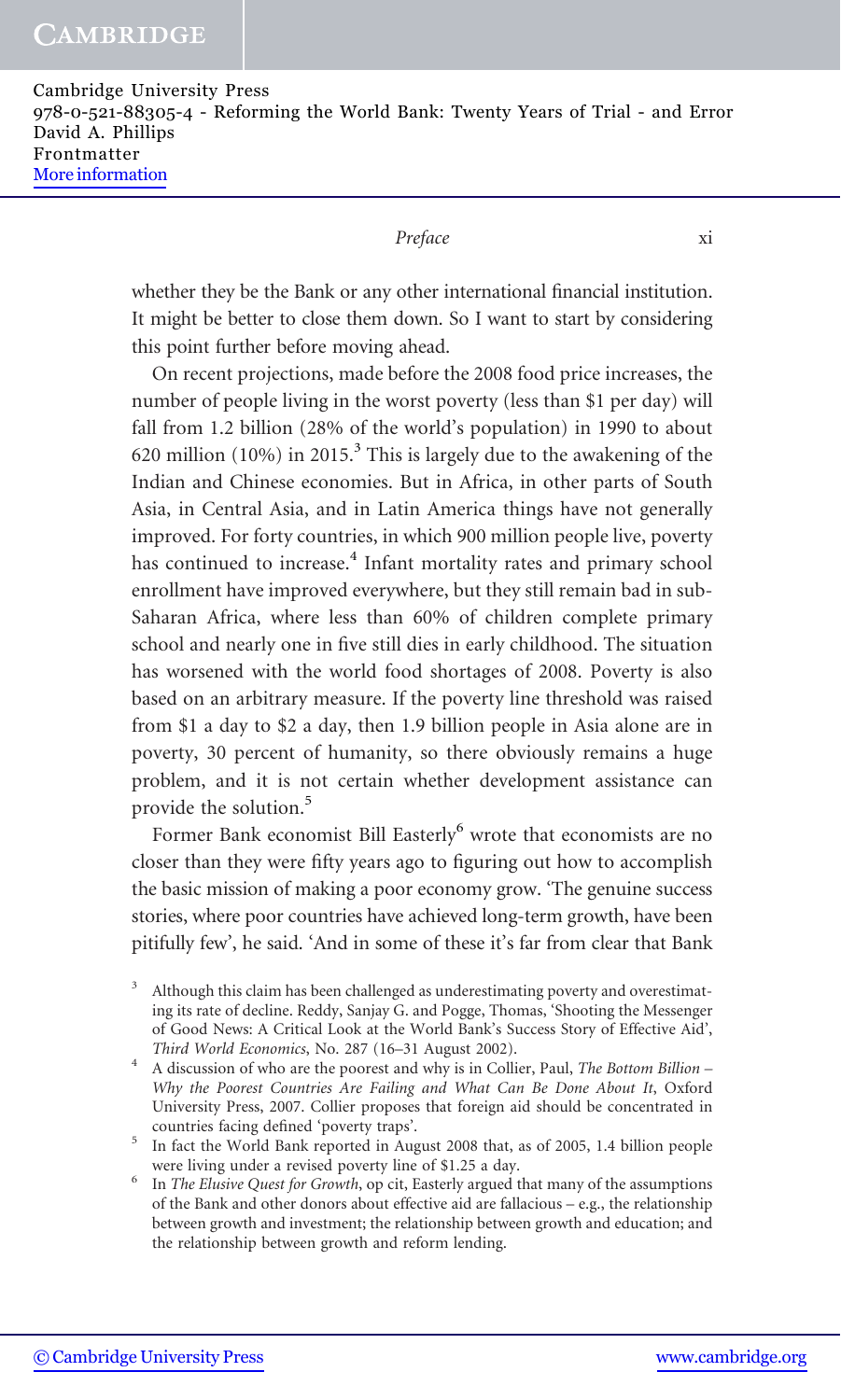whether they be the Bank or any other international financial institution. It might be better to close them down. So I want to start by considering this point further before moving ahead.

On recent projections, made before the 2008 food price increases, the number of people living in the worst poverty (less than $1 per day) will fall from 1.2 billion (28% of the world's population) in 1990 to about 620 million (10%) in 2015.[3] This is largely due to the awakening of the Indian and Chinese economies. But in Africa, in other parts of South Asia, in Central Asia, and in Latin America things have not generally improved. For forty countries, in which 900 million people live, poverty has continued to increase.[4] Infant mortality rates and primary school enrollment have improved everywhere, but they still remain bad in sub-Saharan Africa, where less than 60% of children complete primary school and nearly one in five still dies in early childhood. The situation has worsened with the world food shortages of 2008. Poverty is also based on an arbitrary measure. If the poverty line threshold was raised from $1 a day to $2 a day, then 1.9 billion people in Asia alone are in poverty, 30 percent of humanity, so there obviously remains a huge problem, and it is not certain whether development assistance can provide the solution.[5]

Former Bank economist Bill Easterly[6] wrote that economists are no closer than they were fifty years ago to figuring out how to accomplish the basic mission of making a poor economy grow. 'The genuine success stories, where poor countries have achieved long-term growth, have been pitifully few', he said. 'And in some of these it's far from clear that Bank

[3] Although this claim has been challenged as underestimating poverty and overestimating its rate of decline. Reddy, Sanjay G. and Pogge, Thomas, 'Shooting the Messenger of Good News: A Critical Look at the World Bank's Success Story of Effective Aid', *Third World Economics*, No. 287 (16–31 August 2002).

[4] A discussion of who are the poorest and why is in Collier, Paul, *The Bottom Billion – Why the Poorest Countries Are Failing and What Can Be Done About It*, Oxford University Press, 2007. Collier proposes that foreign aid should be concentrated in countries facing defined 'poverty traps'.

[5] In fact the World Bank reported in August 2008 that, as of 2005, 1.4 billion people were living under a revised poverty line of $1.25 a day.

[6] In *The Elusive Quest for Growth*, op cit, Easterly argued that many of the assumptions of the Bank and other donors about effective aid are fallacious – e.g., the relationship between growth and investment; the relationship between growth and education; and the relationship between growth and reform lending.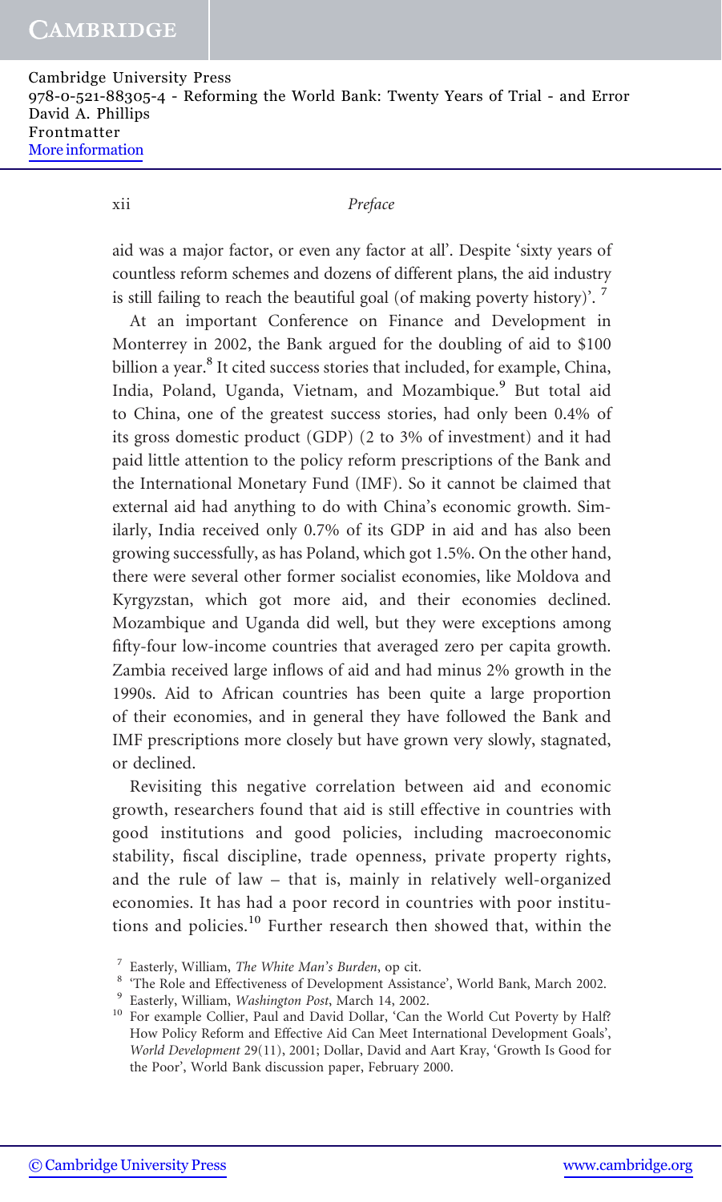aid was a major factor, or even any factor at all'. Despite 'sixty years of countless reform schemes and dozens of different plans, the aid industry is still failing to reach the beautiful goal (of making poverty history)'. [7]

At an important Conference on Finance and Development in Monterrey in 2002, the Bank argued for the doubling of aid to $100 billion a year.[8] It cited success stories that included, for example, China, India, Poland, Uganda, Vietnam, and Mozambique.[9] But total aid to China, one of the greatest success stories, had only been 0.4% of its gross domestic product (GDP) (2 to 3% of investment) and it had paid little attention to the policy reform prescriptions of the Bank and the International Monetary Fund (IMF). So it cannot be claimed that external aid had anything to do with China's economic growth. Similarly, India received only 0.7% of its GDP in aid and has also been growing successfully, as has Poland, which got 1.5%. On the other hand, there were several other former socialist economies, like Moldova and Kyrgyzstan, which got more aid, and their economies declined. Mozambique and Uganda did well, but they were exceptions among fifty-four low-income countries that averaged zero per capita growth. Zambia received large inflows of aid and had minus 2% growth in the 1990s. Aid to African countries has been quite a large proportion of their economies, and in general they have followed the Bank and IMF prescriptions more closely but have grown very slowly, stagnated, or declined.

Revisiting this negative correlation between aid and economic growth, researchers found that aid is still effective in countries with good institutions and good policies, including macroeconomic stability, fiscal discipline, trade openness, private property rights, and the rule of law – that is, mainly in relatively well-organized economies. It has had a poor record in countries with poor institutions and policies.[10] Further research then showed that, within the

[7] Easterly, William, *The White Man's Burden*, op cit.

[8] 'The Role and Effectiveness of Development Assistance', World Bank, March 2002.

[9] Easterly, William, *Washington Post*, March 14, 2002.

[10] For example Collier, Paul and David Dollar, 'Can the World Cut Poverty by Half? How Policy Reform and Effective Aid Can Meet International Development Goals', *World Development* 29(11), 2001; Dollar, David and Aart Kray, 'Growth Is Good for the Poor', World Bank discussion paper, February 2000.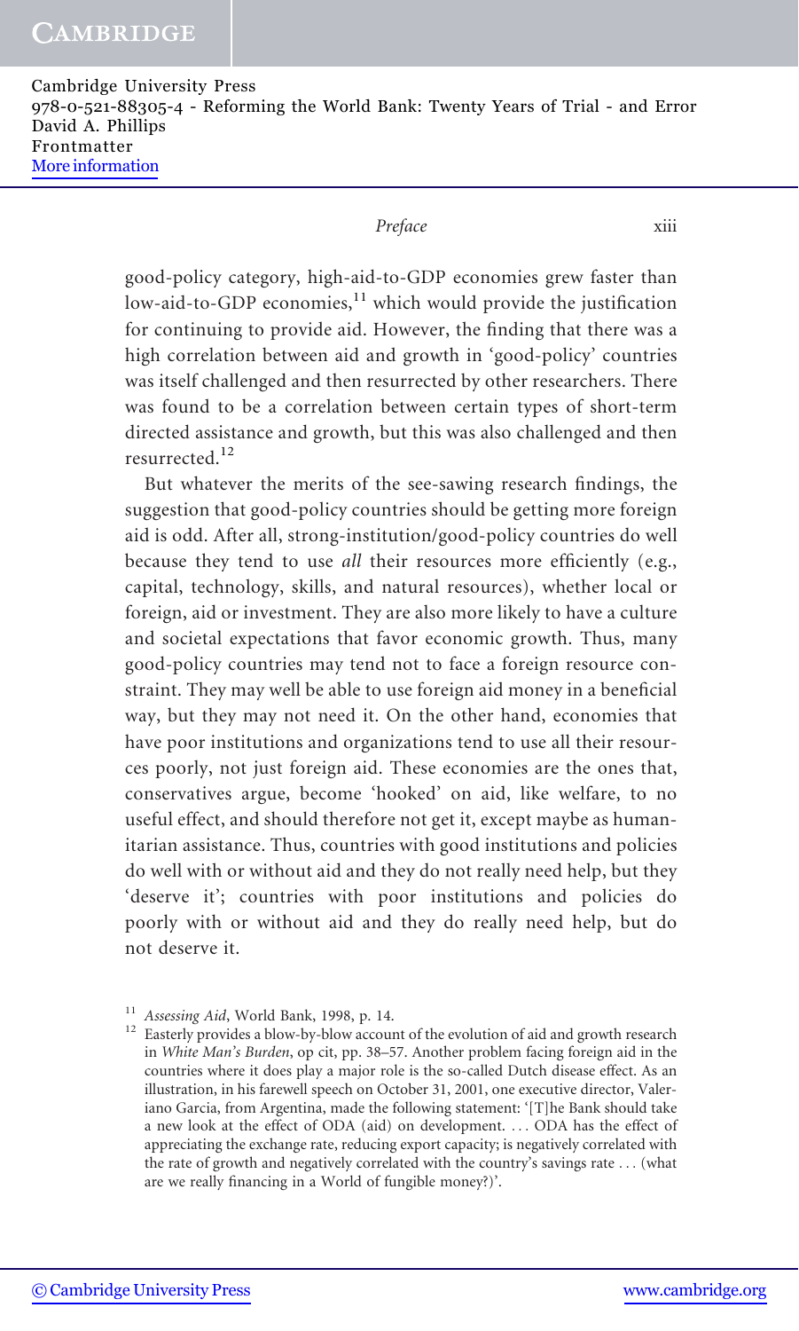good-policy category, high-aid-to-GDP economies grew faster than low-aid-to-GDP economies,[11] which would provide the justification for continuing to provide aid. However, the finding that there was a high correlation between aid and growth in 'good-policy' countries was itself challenged and then resurrected by other researchers. There was found to be a correlation between certain types of short-term directed assistance and growth, but this was also challenged and then resurrected.[12]

But whatever the merits of the see-sawing research findings, the suggestion that good-policy countries should be getting more foreign aid is odd. After all, strong-institution/good-policy countries do well because they tend to use *all* their resources more efficiently (e.g., capital, technology, skills, and natural resources), whether local or foreign, aid or investment. They are also more likely to have a culture and societal expectations that favor economic growth. Thus, many good-policy countries may tend not to face a foreign resource constraint. They may well be able to use foreign aid money in a beneficial way, but they may not need it. On the other hand, economies that have poor institutions and organizations tend to use all their resources poorly, not just foreign aid. These economies are the ones that, conservatives argue, become 'hooked' on aid, like welfare, to no useful effect, and should therefore not get it, except maybe as humanitarian assistance. Thus, countries with good institutions and policies do well with or without aid and they do not really need help, but they 'deserve it'; countries with poor institutions and policies do poorly with or without aid and they do really need help, but do not deserve it.

[11] *Assessing Aid*, World Bank, 1998, p. 14.

[12] Easterly provides a blow-by-blow account of the evolution of aid and growth research in *White Man's Burden*, op cit, pp. 38–57. Another problem facing foreign aid in the countries where it does play a major role is the so-called Dutch disease effect. As an illustration, in his farewell speech on October 31, 2001, one executive director, Valeriano Garcia, from Argentina, made the following statement: '[T]he Bank should take a new look at the effect of ODA (aid) on development. ... ODA has the effect of appreciating the exchange rate, reducing export capacity; is negatively correlated with the rate of growth and negatively correlated with the country's savings rate ... (what are we really financing in a World of fungible money?)'.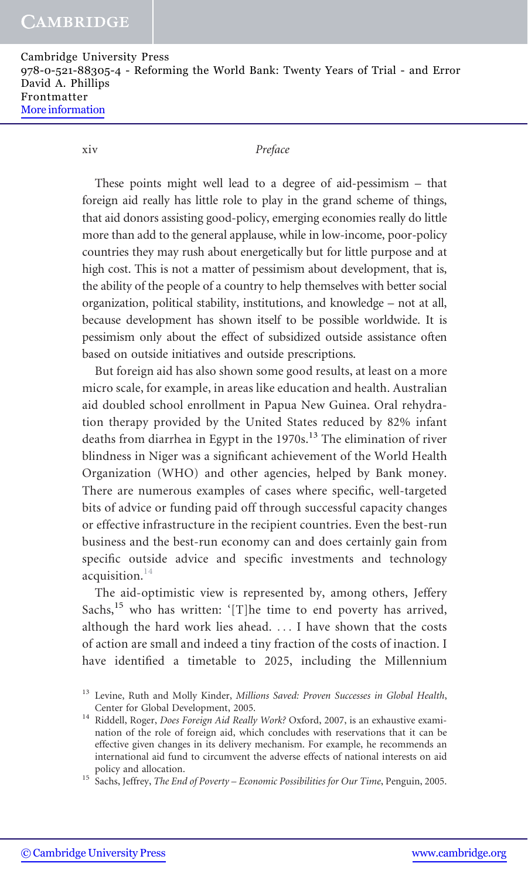These points might well lead to a degree of aid-pessimism – that foreign aid really has little role to play in the grand scheme of things, that aid donors assisting good-policy, emerging economies really do little more than add to the general applause, while in low-income, poor-policy countries they may rush about energetically but for little purpose and at high cost. This is not a matter of pessimism about development, that is, the ability of the people of a country to help themselves with better social organization, political stability, institutions, and knowledge – not at all, because development has shown itself to be possible worldwide. It is pessimism only about the effect of subsidized outside assistance often based on outside initiatives and outside prescriptions.

But foreign aid has also shown some good results, at least on a more micro scale, for example, in areas like education and health. Australian aid doubled school enrollment in Papua New Guinea. Oral rehydration therapy provided by the United States reduced by 82% infant deaths from diarrhea in Egypt in the 1970s.[13] The elimination of river blindness in Niger was a significant achievement of the World Health Organization (WHO) and other agencies, helped by Bank money. There are numerous examples of cases where specific, well-targeted bits of advice or funding paid off through successful capacity changes or effective infrastructure in the recipient countries. Even the best-run business and the best-run economy can and does certainly gain from specific outside advice and specific investments and technology acquisition.[14]

The aid-optimistic view is represented by, among others, Jeffery Sachs,[15] who has written: '[T]he time to end poverty has arrived, although the hard work lies ahead. . . . I have shown that the costs of action are small and indeed a tiny fraction of the costs of inaction. I have identified a timetable to 2025, including the Millennium

[13] Levine, Ruth and Molly Kinder, *Millions Saved: Proven Successes in Global Health*, Center for Global Development, 2005.

[14] Riddell, Roger, *Does Foreign Aid Really Work?* Oxford, 2007, is an exhaustive examination of the role of foreign aid, which concludes with reservations that it can be effective given changes in its delivery mechanism. For example, he recommends an international aid fund to circumvent the adverse effects of national interests on aid policy and allocation.

[15] Sachs, Jeffrey, *The End of Poverty – Economic Possibilities for Our Time*, Penguin, 2005.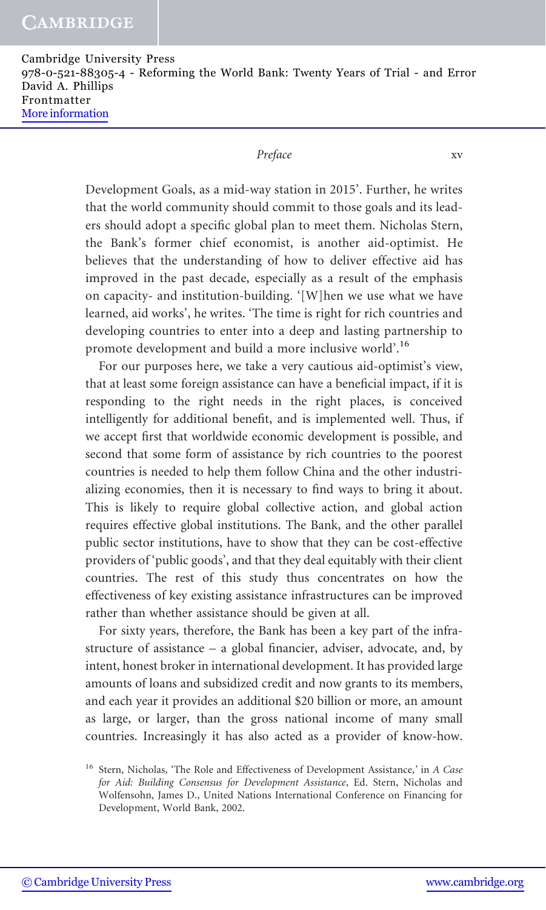Development Goals, as a mid-way station in 2015'. Further, he writes that the world community should commit to those goals and its leaders should adopt a specific global plan to meet them. Nicholas Stern, the Bank's former chief economist, is another aid-optimist. He believes that the understanding of how to deliver effective aid has improved in the past decade, especially as a result of the emphasis on capacity- and institution-building. '[W]hen we use what we have learned, aid works', he writes. 'The time is right for rich countries and developing countries to enter into a deep and lasting partnership to promote development and build a more inclusive world'.[16]

For our purposes here, we take a very cautious aid-optimist's view, that at least some foreign assistance can have a beneficial impact, if it is responding to the right needs in the right places, is conceived intelligently for additional benefit, and is implemented well. Thus, if we accept first that worldwide economic development is possible, and second that some form of assistance by rich countries to the poorest countries is needed to help them follow China and the other industrializing economies, then it is necessary to find ways to bring it about. This is likely to require global collective action, and global action requires effective global institutions. The Bank, and the other parallel public sector institutions, have to show that they can be cost-effective providers of 'public goods', and that they deal equitably with their client countries. The rest of this study thus concentrates on how the effectiveness of key existing assistance infrastructures can be improved rather than whether assistance should be given at all.

For sixty years, therefore, the Bank has been a key part of the infrastructure of assistance – a global financier, adviser, advocate, and, by intent, honest broker in international development. It has provided large amounts of loans and subsidized credit and now grants to its members, and each year it provides an additional $20 billion or more, an amount as large, or larger, than the gross national income of many small countries. Increasingly it has also acted as a provider of know-how.

[16] Stern, Nicholas, 'The Role and Effectiveness of Development Assistance,' in *A Case for Aid: Building Consensus for Development Assistance*, Ed. Stern, Nicholas and Wolfensohn, James D., United Nations International Conference on Financing for Development, World Bank, 2002.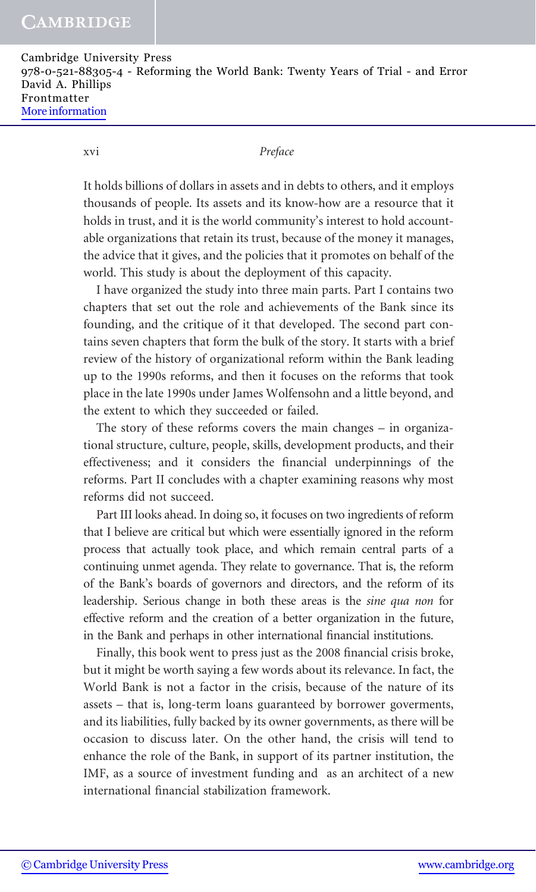It holds billions of dollars in assets and in debts to others, and it employs thousands of people. Its assets and its know-how are a resource that it holds in trust, and it is the world community's interest to hold accountable organizations that retain its trust, because of the money it manages, the advice that it gives, and the policies that it promotes on behalf of the world. This study is about the deployment of this capacity.

I have organized the study into three main parts. Part I contains two chapters that set out the role and achievements of the Bank since its founding, and the critique of it that developed. The second part contains seven chapters that form the bulk of the story. It starts with a brief review of the history of organizational reform within the Bank leading up to the 1990s reforms, and then it focuses on the reforms that took place in the late 1990s under James Wolfensohn and a little beyond, and the extent to which they succeeded or failed.

The story of these reforms covers the main changes – in organizational structure, culture, people, skills, development products, and their effectiveness; and it considers the financial underpinnings of the reforms. Part II concludes with a chapter examining reasons why most reforms did not succeed.

Part III looks ahead. In doing so, it focuses on two ingredients of reform that I believe are critical but which were essentially ignored in the reform process that actually took place, and which remain central parts of a continuing unmet agenda. They relate to governance. That is, the reform of the Bank's boards of governors and directors, and the reform of its leadership. Serious change in both these areas is the *sine qua non* for effective reform and the creation of a better organization in the future, in the Bank and perhaps in other international financial institutions.

Finally, this book went to press just as the 2008 financial crisis broke, but it might be worth saying a few words about its relevance. In fact, the World Bank is not a factor in the crisis, because of the nature of its assets – that is, long-term loans guaranteed by borrower goverments, and its liabilities, fully backed by its owner governments, as there will be occasion to discuss later. On the other hand, the crisis will tend to enhance the role of the Bank, in support of its partner institution, the IMF, as a source of investment funding and as an architect of a new international financial stabilization framework.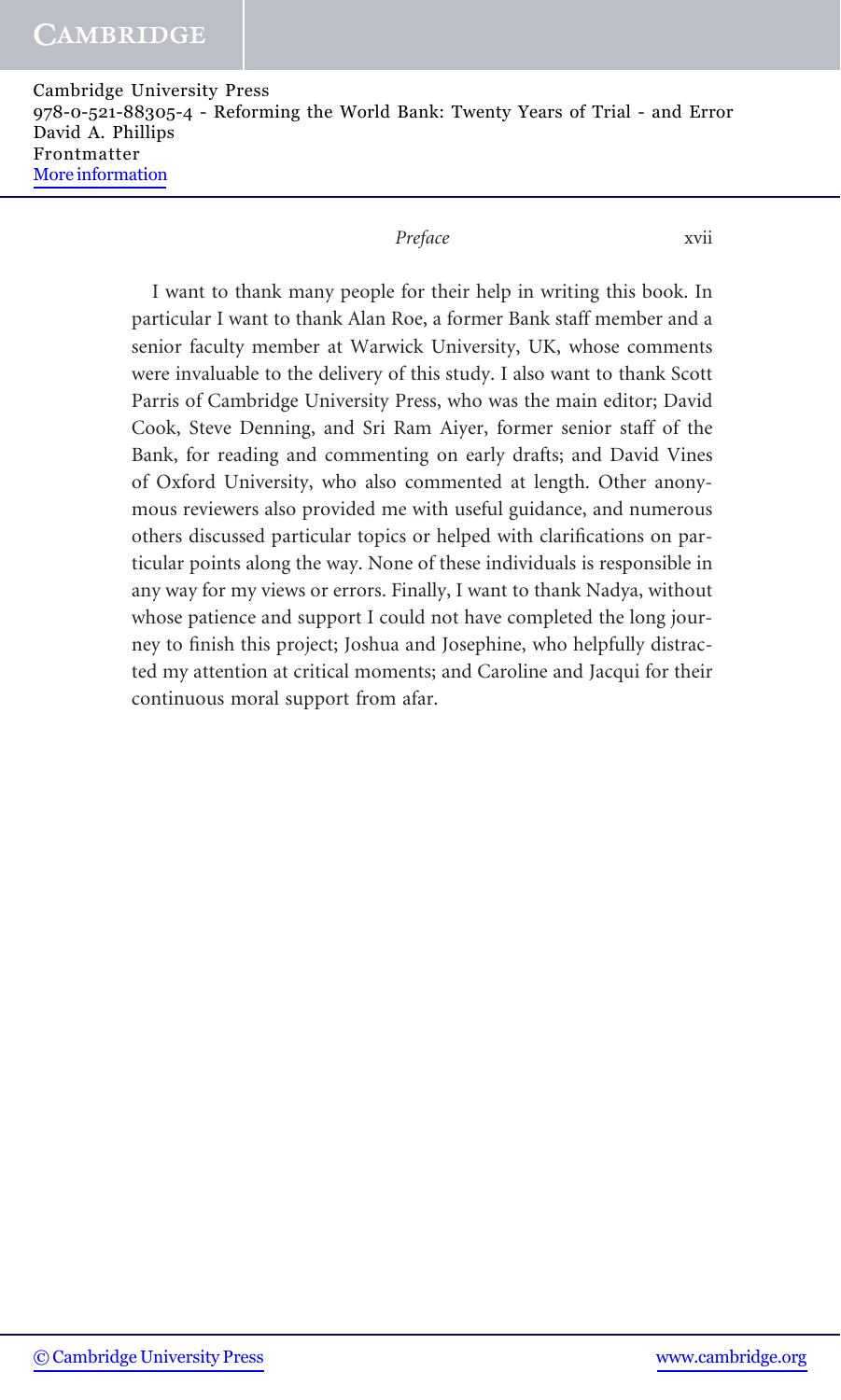I want to thank many people for their help in writing this book. In particular I want to thank Alan Roe, a former Bank staff member and a senior faculty member at Warwick University, UK, whose comments were invaluable to the delivery of this study. I also want to thank Scott Parris of Cambridge University Press, who was the main editor; David Cook, Steve Denning, and Sri Ram Aiyer, former senior staff of the Bank, for reading and commenting on early drafts; and David Vines of Oxford University, who also commented at length. Other anonymous reviewers also provided me with useful guidance, and numerous others discussed particular topics or helped with clarifications on particular points along the way. None of these individuals is responsible in any way for my views or errors. Finally, I want to thank Nadya, without whose patience and support I could not have completed the long journey to finish this project; Joshua and Josephine, who helpfully distracted my attention at critical moments; and Caroline and Jacqui for their continuous moral support from afar.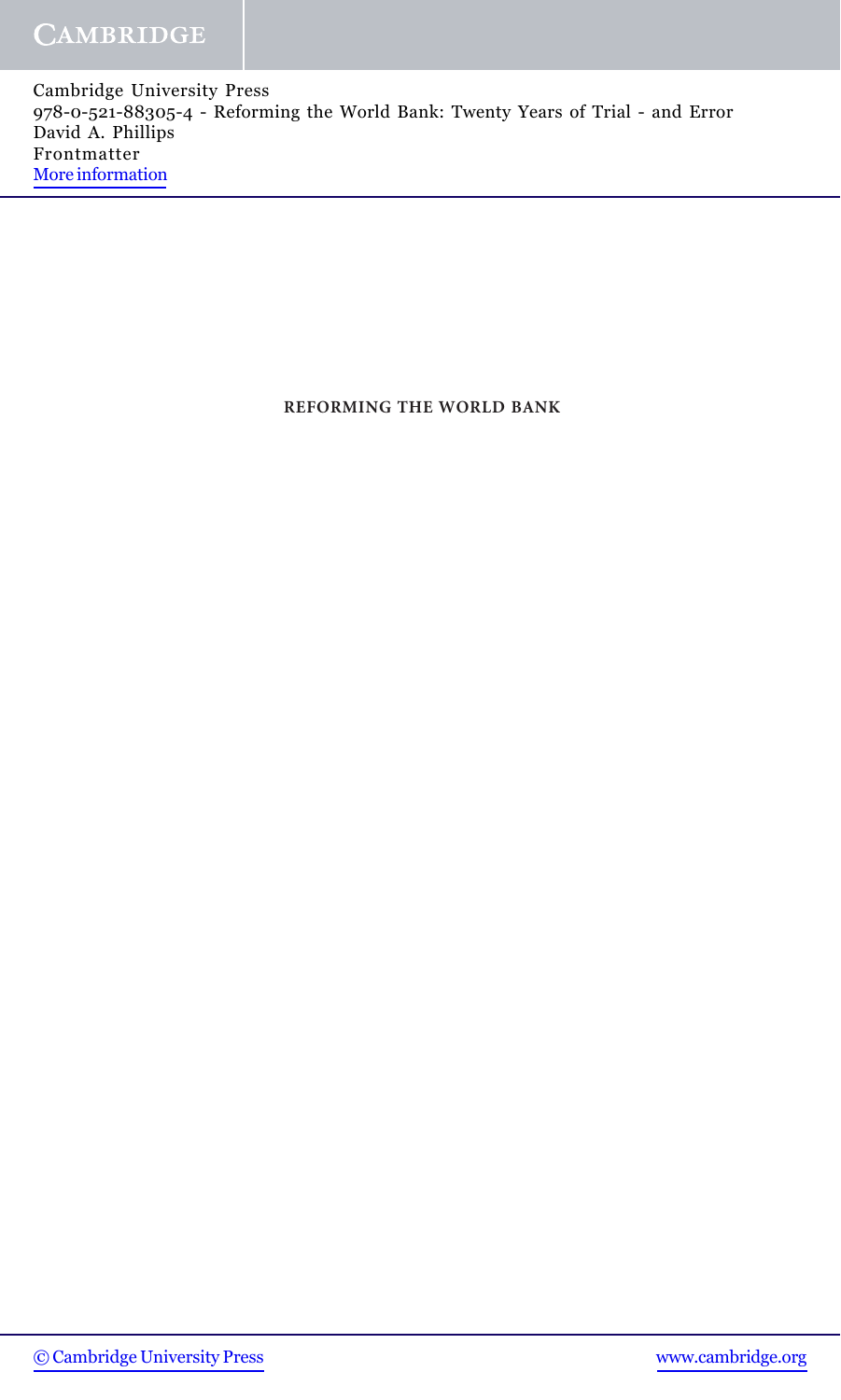REFORMING THE WORLD BANK